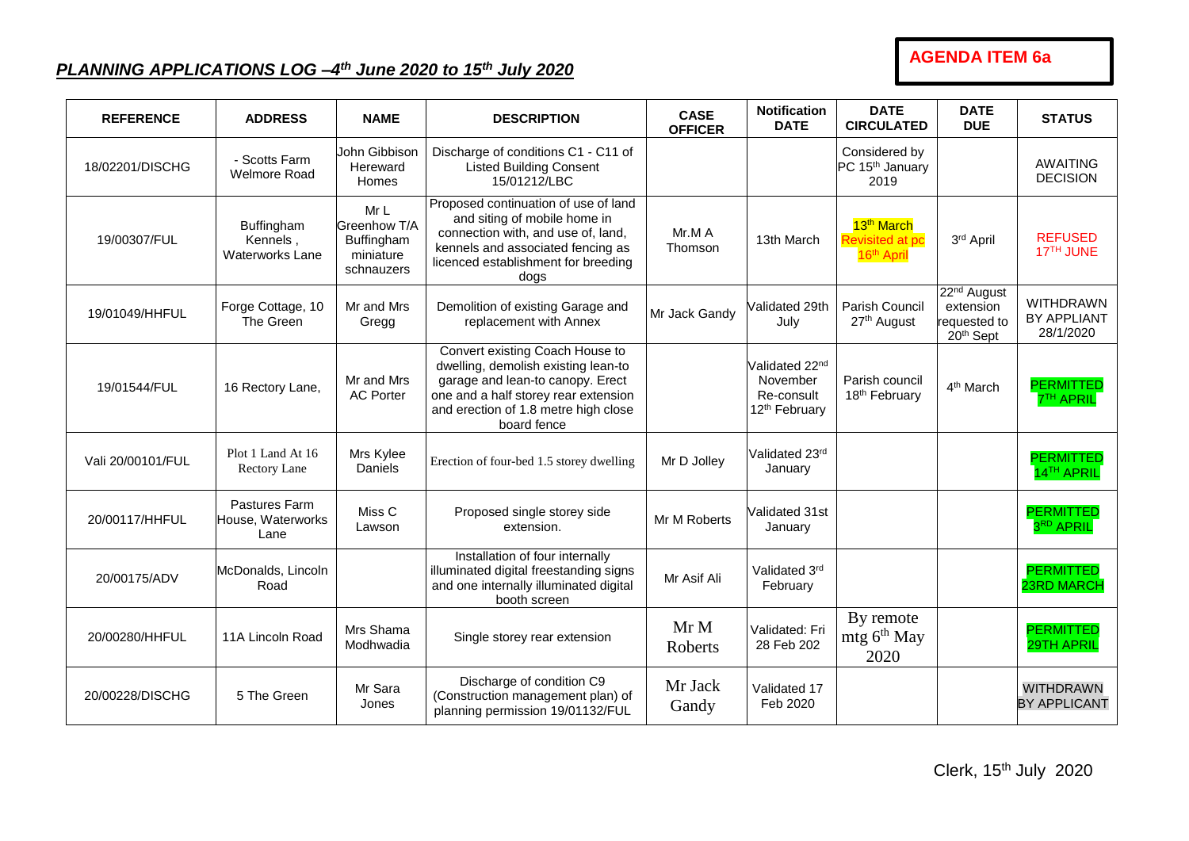**AGENDA ITEM 6a**

## *PLANNING APPLICATIONS LOG –4th June 2020 to 15th July 2020*

| REFERENCE | ADDRESS | NAME | DESCRIPTION | CASE OFFICER | Notification DATE | DATE CIRCULATED | DATE DUE | STATUS |
|---|---|---|---|---|---|---|---|---|
| 18/02201/DISCHG | - Scotts Farm Welmore Road | John Gibbison Hereward Homes | Discharge of conditions C1 - C11 of Listed Building Consent 15/01212/LBC | | | Considered by PC 15th January 2019 | | AWAITING DECISION |
| 19/00307/FUL | Buffingham Kennels , Waterworks Lane | Mr L Greenhow T/A Buffingham miniature schnauzers | Proposed continuation of use of land and siting of mobile home in connection with, and use of, land, kennels and associated fencing as licenced establishment for breeding dogs | Mr.M A Thomson | 13th March | 13th March Revisited at pc 16th April | 3rd April | REFUSED 17TH JUNE |
| 19/01049/HHFUL | Forge Cottage, 10 The Green | Mr and Mrs Gregg | Demolition of existing Garage and replacement with Annex | Mr Jack Gandy | Validated 29th July | Parish Council 27th August | 22nd August extension requested to 20th Sept | WITHDRAWN BY APPLIANT 28/1/2020 |
| 19/01544/FUL | 16 Rectory Lane, | Mr and Mrs AC Porter | Convert existing Coach House to dwelling, demolish existing lean-to garage and lean-to canopy. Erect one and a half storey rear extension and erection of 1.8 metre high close board fence | | Validated 22nd November Re-consult 12th February | Parish council 18th February | 4th March | PERMITTED 7TH APRIL |
| Vali 20/00101/FUL | Plot 1 Land At 16 Rectory Lane | Mrs Kylee Daniels | Erection of four-bed 1.5 storey dwelling | Mr D Jolley | Validated 23rd January | | | PERMITTED 14TH APRIL |
| 20/00117/HHFUL | Pastures Farm House, Waterworks Lane | Miss C Lawson | Proposed single storey side extension. | Mr M Roberts | Validated 31st January | | | PERMITTED 3RD APRIL |
| 20/00175/ADV | McDonalds, Lincoln Road | | Installation of four internally illuminated digital freestanding signs and one internally illuminated digital booth screen | Mr Asif Ali | Validated 3rd February | | | PERMITTED 23RD MARCH |
| 20/00280/HHFUL | 11A Lincoln Road | Mrs Shama Modhwadia | Single storey rear extension | Mr M Roberts | Validated: Fri 28 Feb 202 | By remote mtg 6th May 2020 | | PERMITTED 29TH APRIL |
| 20/00228/DISCHG | 5 The Green | Mr Sara Jones | Discharge of condition C9 (Construction management plan) of planning permission 19/01132/FUL | Mr Jack Gandy | Validated 17 Feb 2020 | | | WITHDRAWN BY APPLICANT |

Clerk, 15th July 2020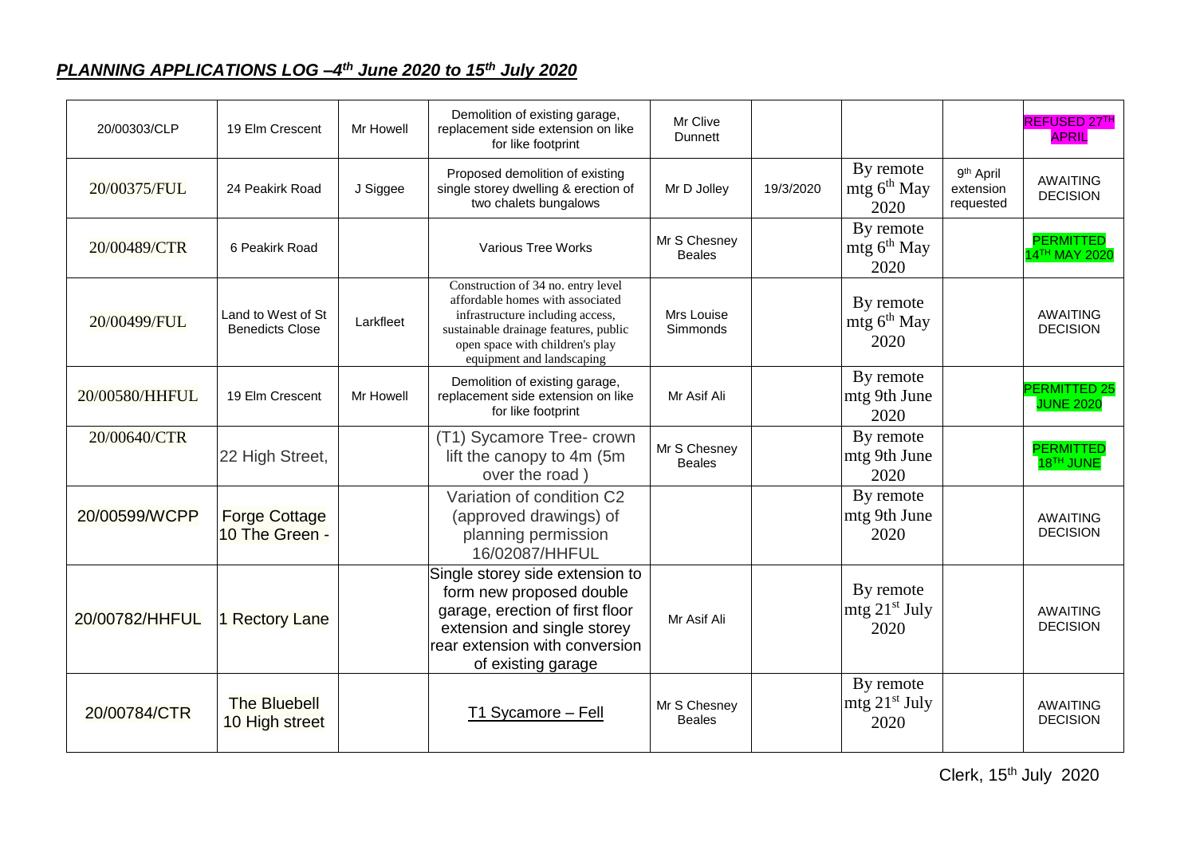## ***PLANNING APPLICATIONS LOG –4th June 2020 to 15th July 2020***

| | | | | | | | | |
|---|---|---|---|---|---|---|---|---|
| 20/00303/CLP | 19 Elm Crescent | Mr Howell | Demolition of existing garage, replacement side extension on like for like footprint | Mr Clive Dunnett | | | | REFUSED 27TH APRIL |
| 20/00375/FUL | 24 Peakirk Road | J Siggee | Proposed demolition of existing single storey dwelling & erection of two chalets bungalows | Mr D Jolley | 19/3/2020 | By remote mtg 6th May 2020 | 9th April extension requested | AWAITING DECISION |
| 20/00489/CTR | 6 Peakirk Road | | Various Tree Works | Mr S Chesney Beales | | By remote mtg 6th May 2020 | | PERMITTED 14TH MAY 2020 |
| 20/00499/FUL | Land to West of St Benedicts Close | Larkfleet | Construction of 34 no. entry level affordable homes with associated infrastructure including access, sustainable drainage features, public open space with children's play equipment and landscaping | Mrs Louise Simmonds | | By remote mtg 6th May 2020 | | AWAITING DECISION |
| 20/00580/HHFUL | 19 Elm Crescent | Mr Howell | Demolition of existing garage, replacement side extension on like for like footprint | Mr Asif Ali | | By remote mtg 9th June 2020 | | PERMITTED 25 JUNE 2020 |
| 20/00640/CTR | 22 High Street, | | (T1) Sycamore Tree- crown lift the canopy to 4m (5m over the road ) | Mr S Chesney Beales | | By remote mtg 9th June 2020 | | PERMITTED 18TH JUNE |
| 20/00599/WCPP | Forge Cottage 10 The Green - | | Variation of condition C2 (approved drawings) of planning permission 16/02087/HHFUL | | | By remote mtg 9th June 2020 | | AWAITING DECISION |
| 20/00782/HHFUL | 1 Rectory Lane | | Single storey side extension to form new proposed double garage, erection of first floor extension and single storey rear extension with conversion of existing garage | Mr Asif Ali | | By remote mtg 21st July 2020 | | AWAITING DECISION |
| 20/00784/CTR | The Bluebell 10 High street | | T1 Sycamore – Fell | Mr S Chesney Beales | | By remote mtg 21st July 2020 | | AWAITING DECISION |

Clerk, 15th July 2020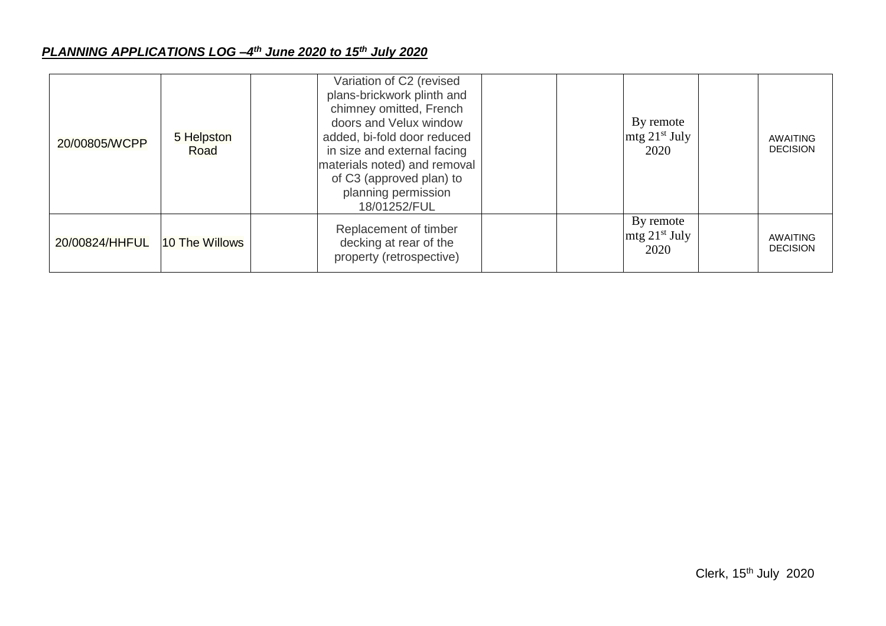***PLANNING APPLICATIONS LOG –4th June 2020 to 15th July 2020***

| | | | | | | | | |
|---|---|---|---|---|---|---|---|---|
| 20/00805/WCPP | 5 Helpston Road | | Variation of C2 (revised plans-brickwork plinth and chimney omitted, French doors and Velux window added, bi-fold door reduced in size and external facing materials noted) and removal of C3 (approved plan) to planning permission 18/01252/FUL | | | By remote mtg 21st July 2020 | | AWAITING DECISION |
| 20/00824/HHFUL | 10 The Willows | | Replacement of timber decking at rear of the property (retrospective) | | | By remote mtg 21st July 2020 | | AWAITING DECISION |

Clerk, 15th July 2020